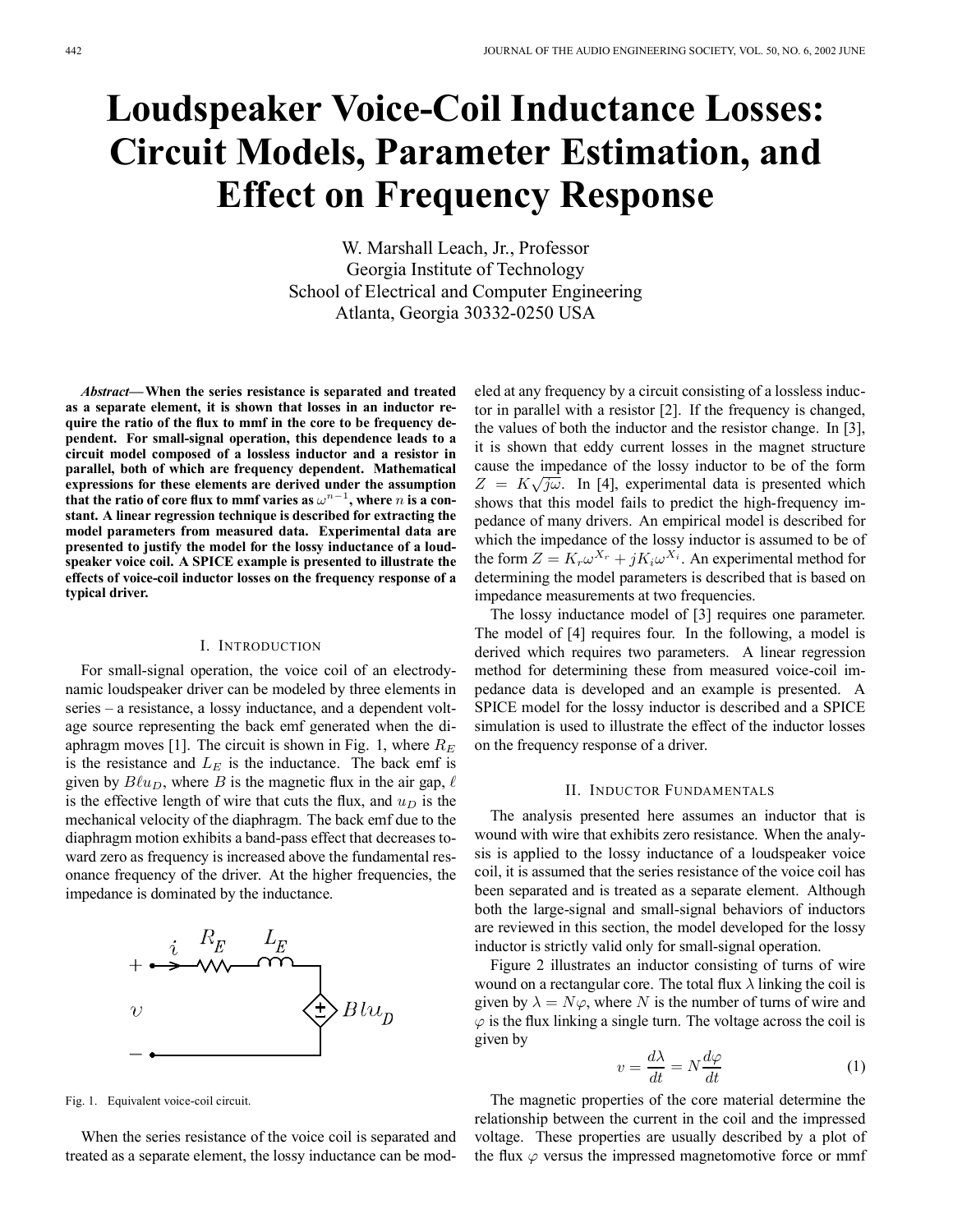# Loudspeaker Voice-Coil Inductance Losses: Circuit Models, Parameter Estimation, and Effect on Frequency Response

W. Marshall Leach, Jr., Professor
Georgia Institute of Technology
School of Electrical and Computer Engineering
Atlanta, Georgia 30332-0250 USA

***Abstract*— When the series resistance is separated and treated as a separate element, it is shown that losses in an inductor require the ratio of the flux to mmf in the core to be frequency dependent. For small-signal operation, this dependence leads to a circuit model composed of a lossless inductor and a resistor in parallel, both of which are frequency dependent. Mathematical expressions for these elements are derived under the assumption that the ratio of core flux to mmf varies as $\omega^{n-1}$, where $n$ is a constant. A linear regression technique is described for extracting the model parameters from measured data. Experimental data are presented to justify the model for the lossy inductance of a loudspeaker voice coil. A SPICE example is presented to illustrate the effects of voice-coil inductor losses on the frequency response of a typical driver.**

## I. Introduction

For small-signal operation, the voice coil of an electrodynamic loudspeaker driver can be modeled by three elements in series – a resistance, a lossy inductance, and a dependent voltage source representing the back emf generated when the diaphragm moves [1]. The circuit is shown in Fig. 1, where $R_E$ is the resistance and $L_E$ is the inductance. The back emf is given by $B\ell u_D$, where $B$ is the magnetic flux in the air gap, $\ell$ is the effective length of wire that cuts the flux, and $u_D$ is the mechanical velocity of the diaphragm. The back emf due to the diaphragm motion exhibits a band-pass effect that decreases toward zero as frequency is increased above the fundamental resonance frequency of the driver. At the higher frequencies, the impedance is dominated by the inductance.

Fig. 1. Equivalent voice-coil circuit.

When the series resistance of the voice coil is separated and treated as a separate element, the lossy inductance can be modeled at any frequency by a circuit consisting of a lossless inductor in parallel with a resistor [2]. If the frequency is changed, the values of both the inductor and the resistor change. In [3], it is shown that eddy current losses in the magnet structure cause the impedance of the lossy inductor to be of the form $Z = K\sqrt{j\omega}$. In [4], experimental data is presented which shows that this model fails to predict the high-frequency impedance of many drivers. An empirical model is described for which the impedance of the lossy inductor is assumed to be of the form $Z = K_r \omega^{X_r} + jK_i \omega^{X_i}$. An experimental method for determining the model parameters is described that is based on impedance measurements at two frequencies.

The lossy inductance model of [3] requires one parameter. The model of [4] requires four. In the following, a model is derived which requires two parameters. A linear regression method for determining these from measured voice-coil impedance data is developed and an example is presented. A SPICE model for the lossy inductor is described and a SPICE simulation is used to illustrate the effect of the inductor losses on the frequency response of a driver.

## II. Inductor Fundamentals

The analysis presented here assumes an inductor that is wound with wire that exhibits zero resistance. When the analysis is applied to the lossy inductance of a loudspeaker voice coil, it is assumed that the series resistance of the voice coil has been separated and is treated as a separate element. Although both the large-signal and small-signal behaviors of inductors are reviewed in this section, the model developed for the lossy inductor is strictly valid only for small-signal operation.

Figure 2 illustrates an inductor consisting of turns of wire wound on a rectangular core. The total flux $\lambda$ linking the coil is given by $\lambda = N\varphi$, where $N$ is the number of turns of wire and $\varphi$ is the flux linking a single turn. The voltage across the coil is given by

$$v = \frac{d\lambda}{dt} = N\frac{d\varphi}{dt} \tag{1}$$

The magnetic properties of the core material determine the relationship between the current in the coil and the impressed voltage. These properties are usually described by a plot of the flux $\varphi$ versus the impressed magnetomotive force or mmf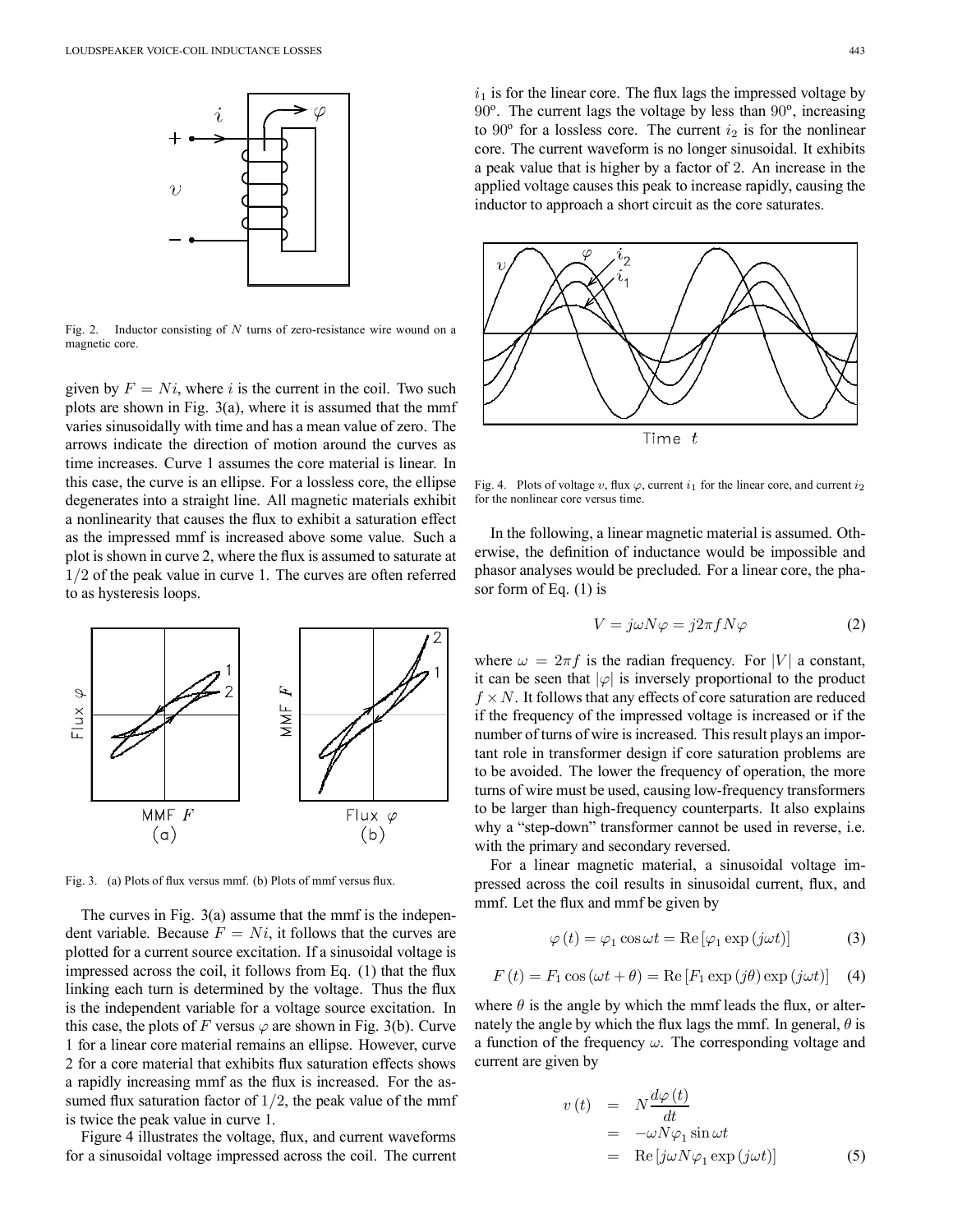Fig. 2. Inductor consisting of $N$ turns of zero-resistance wire wound on a magnetic core.

given by $F = Ni$, where $i$ is the current in the coil. Two such plots are shown in Fig. 3(a), where it is assumed that the mmf varies sinusoidally with time and has a mean value of zero. The arrows indicate the direction of motion around the curves as time increases. Curve 1 assumes the core material is linear. In this case, the curve is an ellipse. For a lossless core, the ellipse degenerates into a straight line. All magnetic materials exhibit a nonlinearity that causes the flux to exhibit a saturation effect as the impressed mmf is increased above some value. Such a plot is shown in curve 2, where the flux is assumed to saturate at $1/2$ of the peak value in curve 1. The curves are often referred to as hysteresis loops.

Fig. 3. (a) Plots of flux versus mmf. (b) Plots of mmf versus flux.

The curves in Fig. 3(a) assume that the mmf is the independent variable. Because $F = Ni$, it follows that the curves are plotted for a current source excitation. If a sinusoidal voltage is impressed across the coil, it follows from Eq. (1) that the flux linking each turn is determined by the voltage. Thus the flux is the independent variable for a voltage source excitation. In this case, the plots of $F$ versus $\varphi$ are shown in Fig. 3(b). Curve 1 for a linear core material remains an ellipse. However, curve 2 for a core material that exhibits flux saturation effects shows a rapidly increasing mmf as the flux is increased. For the assumed flux saturation factor of $1/2$, the peak value of the mmf is twice the peak value in curve 1.

Figure 4 illustrates the voltage, flux, and current waveforms for a sinusoidal voltage impressed across the coil. The current $i_1$ is for the linear core. The flux lags the impressed voltage by 90º. The current lags the voltage by less than 90º, increasing to 90º for a lossless core. The current $i_2$ is for the nonlinear core. The current waveform is no longer sinusoidal. It exhibits a peak value that is higher by a factor of 2. An increase in the applied voltage causes this peak to increase rapidly, causing the inductor to approach a short circuit as the core saturates.

Fig. 4. Plots of voltage $v$, flux $\varphi$, current $i_1$ for the linear core, and current $i_2$ for the nonlinear core versus time.

In the following, a linear magnetic material is assumed. Otherwise, the definition of inductance would be impossible and phasor analyses would be precluded. For a linear core, the phasor form of Eq. (1) is

$$V = j\omega N\varphi = j2\pi f N\varphi \tag{2}$$

where $\omega = 2\pi f$ is the radian frequency. For $|V|$ a constant, it can be seen that $|\varphi|$ is inversely proportional to the product $f \times N$. It follows that any effects of core saturation are reduced if the frequency of the impressed voltage is increased or if the number of turns of wire is increased. This result plays an important role in transformer design if core saturation problems are to be avoided. The lower the frequency of operation, the more turns of wire must be used, causing low-frequency transformers to be larger than high-frequency counterparts. It also explains why a "step-down" transformer cannot be used in reverse, i.e. with the primary and secondary reversed.

For a linear magnetic material, a sinusoidal voltage impressed across the coil results in sinusoidal current, flux, and mmf. Let the flux and mmf be given by

$$\varphi(t) = \varphi_1 \cos \omega t = \mathrm{Re}\left[\varphi_1 \exp(j\omega t)\right] \tag{3}$$

$$F(t) = F_1 \cos(\omega t + \theta) = \mathrm{Re}\left[F_1 \exp(j\theta) \exp(j\omega t)\right] \tag{4}$$

where $\theta$ is the angle by which the mmf leads the flux, or alternately the angle by which the flux lags the mmf. In general, $\theta$ is a function of the frequency $\omega$. The corresponding voltage and current are given by

$$\begin{aligned} v(t) &= N\frac{d\varphi(t)}{dt} \\ &= -\omega N\varphi_1 \sin \omega t \\ &= \mathrm{Re}\left[j\omega N\varphi_1 \exp(j\omega t)\right] \end{aligned} \tag{5}$$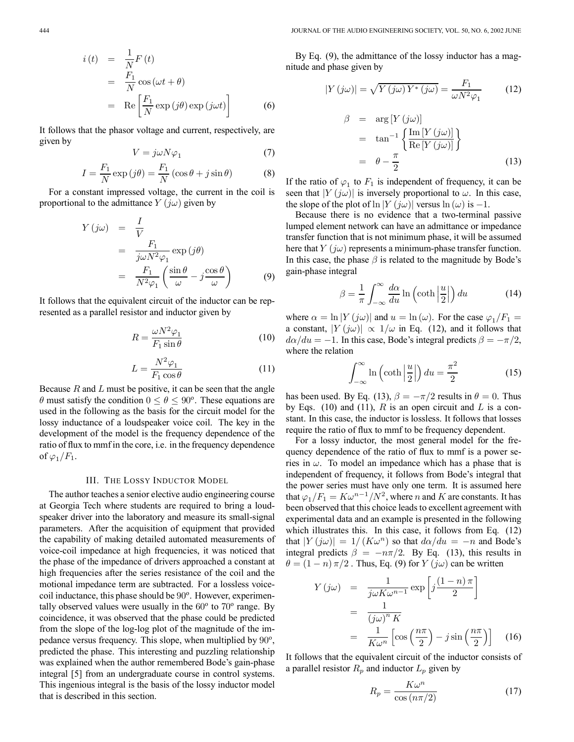$$
\begin{aligned}
i(t) &= \frac{1}{N} F(t) \\
&= \frac{F_1}{N} \cos(\omega t + \theta) \\
&= \operatorname{Re}\left[\frac{F_1}{N} \exp(j\theta) \exp(j\omega t)\right]
\end{aligned} \tag{6}
$$

It follows that the phasor voltage and current, respectively, are given by

$$
V = j\omega N \varphi_1 \tag{7}
$$

$$
I = \frac{F_1}{N} \exp(j\theta) = \frac{F_1}{N} (\cos\theta + j \sin\theta) \tag{8}
$$

For a constant impressed voltage, the current in the coil is proportional to the admittance $Y(j\omega)$ given by

$$
\begin{aligned}
Y(j\omega) &= \frac{I}{V} \\
&= \frac{F_1}{j\omega N^2 \varphi_1} \exp(j\theta) \\
&= \frac{F_1}{N^2 \varphi_1} \left( \frac{\sin\theta}{\omega} - j \frac{\cos\theta}{\omega} \right)
\end{aligned} \tag{9}
$$

It follows that the equivalent circuit of the inductor can be represented as a parallel resistor and inductor given by

$$
R = \frac{\omega N^2 \varphi_1}{F_1 \sin\theta} \tag{10}
$$

$$
L = \frac{N^2 \varphi_1}{F_1 \cos\theta} \tag{11}
$$

Because $R$ and $L$ must be positive, it can be seen that the angle $\theta$ must satisfy the condition $0 \leq \theta \leq 90^{\circ}$. These equations are used in the following as the basis for the circuit model for the lossy inductance of a loudspeaker voice coil. The key in the development of the model is the frequency dependence of the ratio of flux to mmf in the core, i.e. in the frequency dependence of $\varphi_1/F_1$.

## III. The Lossy Inductor Model

The author teaches a senior elective audio engineering course at Georgia Tech where students are required to bring a loudspeaker driver into the laboratory and measure its small-signal parameters. After the acquisition of equipment that provided the capability of making detailed automated measurements of voice-coil impedance at high frequencies, it was noticed that the phase of the impedance of drivers approached a constant at high frequencies after the series resistance of the coil and the motional impedance term are subtracted. For a lossless voice-coil inductance, this phase should be $90^{\circ}$. However, experimentally observed values were usually in the $60^{\circ}$ to $70^{\circ}$ range. By coincidence, it was observed that the phase could be predicted from the slope of the log-log plot of the magnitude of the impedance versus frequency. This slope, when multiplied by $90^{\circ}$, predicted the phase. This interesting and puzzling relationship was explained when the author remembered Bode's gain-phase integral [5] from an undergraduate course in control systems. This ingenious integral is the basis of the lossy inductor model that is described in this section.

By Eq. (9), the admittance of the lossy inductor has a magnitude and phase given by

$$
|Y(j\omega)| = \sqrt{Y(j\omega) Y^*(j\omega)} = \frac{F_1}{\omega N^2 \varphi_1} \tag{12}
$$

$$
\begin{aligned}
\beta &= \arg[Y(j\omega)] \\
&= \tan^{-1}\left\{ \frac{\operatorname{Im}[Y(j\omega)]}{\operatorname{Re}[Y(j\omega)]} \right\} \\
&= \theta - \frac{\pi}{2}
\end{aligned} \tag{13}
$$

If the ratio of $\varphi_1$ to $F_1$ is independent of frequency, it can be seen that $|Y(j\omega)|$ is inversely proportional to $\omega$. In this case, the slope of the plot of $\ln|Y(j\omega)|$ versus $\ln(\omega)$ is $-1$.

Because there is no evidence that a two-terminal passive lumped element network can have an admittance or impedance transfer function that is not minimum phase, it will be assumed here that $Y(j\omega)$ represents a minimum-phase transfer function. In this case, the phase $\beta$ is related to the magnitude by Bode's gain-phase integral

$$
\beta = \frac{1}{\pi} \int_{-\infty}^{\infty} \frac{d\alpha}{du} \ln\left(\coth\left|\frac{u}{2}\right|\right) du \tag{14}
$$

where $\alpha = \ln|Y(j\omega)|$ and $u = \ln(\omega)$. For the case $\varphi_1/F_1 =$ a constant, $|Y(j\omega)| \propto 1/\omega$ in Eq. (12), and it follows that $d\alpha/du = -1$. In this case, Bode's integral predicts $\beta = -\pi/2$, where the relation

$$
\int_{-\infty}^{\infty} \ln\left(\coth\left|\frac{u}{2}\right|\right) du = \frac{\pi^2}{2} \tag{15}
$$

has been used. By Eq. (13), $\beta = -\pi/2$ results in $\theta = 0$. Thus by Eqs. (10) and (11), $R$ is an open circuit and $L$ is a constant. In this case, the inductor is lossless. It follows that losses require the ratio of flux to mmf to be frequency dependent.

For a lossy inductor, the most general model for the frequency dependence of the ratio of flux to mmf is a power series in $\omega$. To model an impedance which has a phase that is independent of frequency, it follows from Bode's integral that the power series must have only one term. It is assumed here that $\varphi_1/F_1 = K\omega^{n-1}/N^2$, where $n$ and $K$ are constants. It has been observed that this choice leads to excellent agreement with experimental data and an example is presented in the following which illustrates this. In this case, it follows from Eq. (12) that $|Y(j\omega)| = 1/(K\omega^n)$ so that $d\alpha/du = -n$ and Bode's integral predicts $\beta = -n\pi/2$. By Eq. (13), this results in $\theta = (1-n)\pi/2$. Thus, Eq. (9) for $Y(j\omega)$ can be written

$$
\begin{aligned}
Y(j\omega) &= \frac{1}{j\omega K \omega^{n-1}} \exp\left[ j \frac{(1-n)\pi}{2} \right] \\
&= \frac{1}{(j\omega)^n K} \\
&= \frac{1}{K\omega^n} \left[ \cos\left(\frac{n\pi}{2}\right) - j \sin\left(\frac{n\pi}{2}\right) \right]
\end{aligned} \tag{16}
$$

It follows that the equivalent circuit of the inductor consists of a parallel resistor $R_p$ and inductor $L_p$ given by

$$
R_p = \frac{K\omega^n}{\cos(n\pi/2)} \tag{17}
$$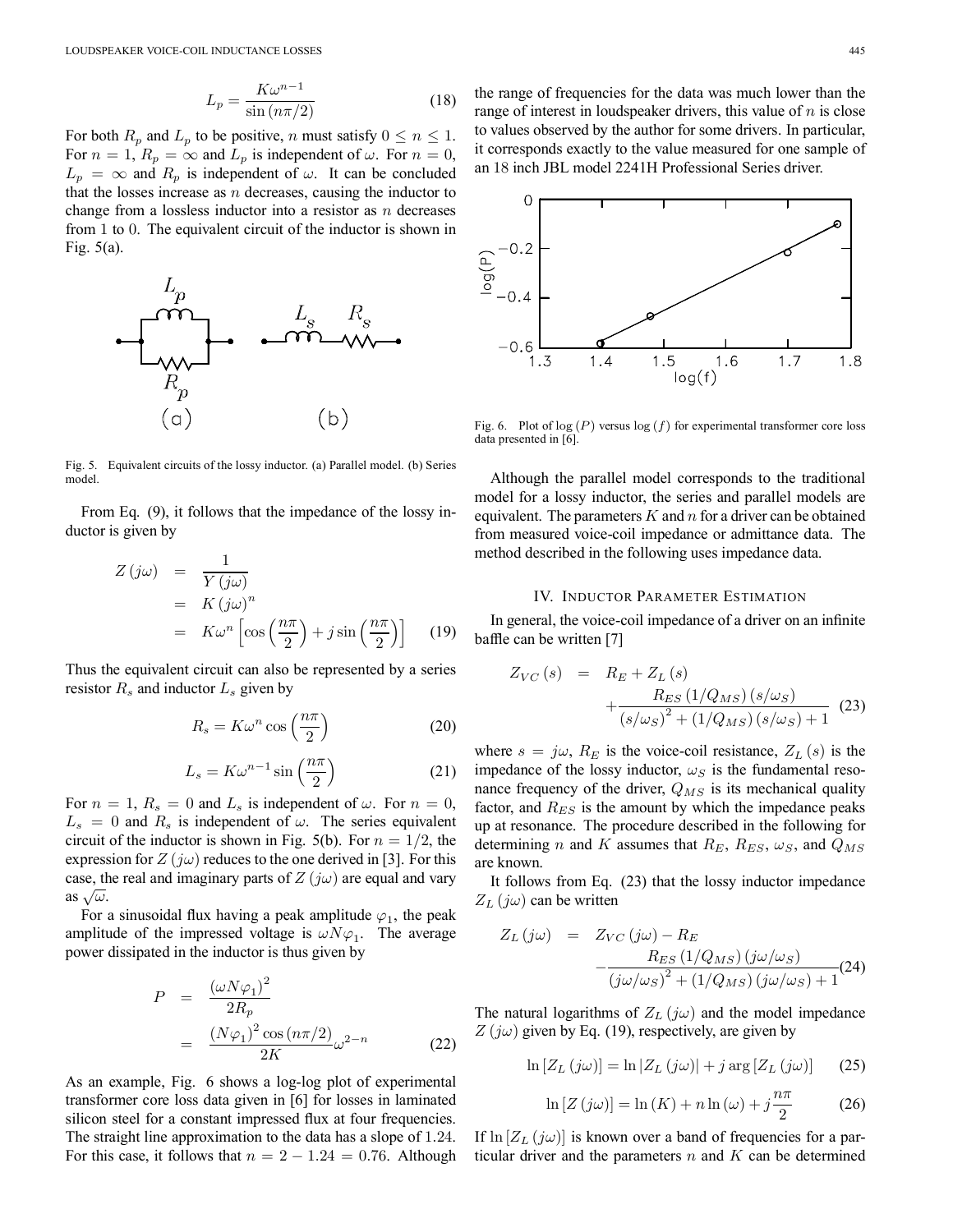$$L_p = \frac{K\omega^{n-1}}{\sin(n\pi/2)} \tag{18}$$

For both $R_p$ and $L_p$ to be positive, $n$ must satisfy $0 \leq n \leq 1$. For $n = 1$, $R_p = \infty$ and $L_p$ is independent of $\omega$. For $n = 0$, $L_p = \infty$ and $R_p$ is independent of $\omega$. It can be concluded that the losses increase as $n$ decreases, causing the inductor to change from a lossless inductor into a resistor as $n$ decreases from 1 to 0. The equivalent circuit of the inductor is shown in Fig. 5(a).

Fig. 5. Equivalent circuits of the lossy inductor. (a) Parallel model. (b) Series model.

From Eq. (9), it follows that the impedance of the lossy inductor is given by

$$\begin{aligned} Z(j\omega) &= \frac{1}{Y(j\omega)} \\ &= K(j\omega)^n \\ &= K\omega^n \left[\cos\left(\frac{n\pi}{2}\right) + j\sin\left(\frac{n\pi}{2}\right)\right] \end{aligned} \tag{19}$$

Thus the equivalent circuit can also be represented by a series resistor $R_s$ and inductor $L_s$ given by

$$R_s = K\omega^n \cos\left(\frac{n\pi}{2}\right) \tag{20}$$

$$L_s = K\omega^{n-1} \sin\left(\frac{n\pi}{2}\right) \tag{21}$$

For $n = 1$, $R_s = 0$ and $L_s$ is independent of $\omega$. For $n = 0$, $L_s = 0$ and $R_s$ is independent of $\omega$. The series equivalent circuit of the inductor is shown in Fig. 5(b). For $n = 1/2$, the expression for $Z(j\omega)$ reduces to the one derived in [3]. For this case, the real and imaginary parts of $Z(j\omega)$ are equal and vary as $\sqrt{\omega}$.

For a sinusoidal flux having a peak amplitude $\varphi_1$, the peak amplitude of the impressed voltage is $\omega N \varphi_1$. The average power dissipated in the inductor is thus given by

$$\begin{aligned} P &= \frac{(\omega N \varphi_1)^2}{2R_p} \\ &= \frac{(N\varphi_1)^2 \cos(n\pi/2)}{2K}\omega^{2-n} \end{aligned} \tag{22}$$

As an example, Fig. 6 shows a log-log plot of experimental transformer core loss data given in [6] for losses in laminated silicon steel for a constant impressed flux at four frequencies. The straight line approximation to the data has a slope of 1.24. For this case, it follows that $n = 2 - 1.24 = 0.76$. Although the range of frequencies for the data was much lower than the range of interest in loudspeaker drivers, this value of $n$ is close to values observed by the author for some drivers. In particular, it corresponds exactly to the value measured for one sample of an 18 inch JBL model 2241H Professional Series driver.

Fig. 6. Plot of $\log(P)$ versus $\log(f)$ for experimental transformer core loss data presented in [6].

Although the parallel model corresponds to the traditional model for a lossy inductor, the series and parallel models are equivalent. The parameters $K$ and $n$ for a driver can be obtained from measured voice-coil impedance or admittance data. The method described in the following uses impedance data.

## IV. Inductor Parameter Estimation

In general, the voice-coil impedance of a driver on an infinite baffle can be written [7]

$$\begin{aligned} Z_{VC}(s) &= R_E + Z_L(s) \\ &\quad + \frac{R_{ES}(1/Q_{MS})(s/\omega_S)}{(s/\omega_S)^2 + (1/Q_{MS})(s/\omega_S) + 1} \end{aligned} \tag{23}$$

where $s = j\omega$, $R_E$ is the voice-coil resistance, $Z_L(s)$ is the impedance of the lossy inductor, $\omega_S$ is the fundamental resonance frequency of the driver, $Q_{MS}$ is its mechanical quality factor, and $R_{ES}$ is the amount by which the impedance peaks up at resonance. The procedure described in the following for determining $n$ and $K$ assumes that $R_E$, $R_{ES}$, $\omega_S$, and $Q_{MS}$ are known.

It follows from Eq. (23) that the lossy inductor impedance $Z_L(j\omega)$ can be written

$$\begin{aligned} Z_L(j\omega) &= Z_{VC}(j\omega) - R_E \\ &\quad - \frac{R_{ES}(1/Q_{MS})(j\omega/\omega_S)}{(j\omega/\omega_S)^2 + (1/Q_{MS})(j\omega/\omega_S) + 1} \end{aligned} \tag{24}$$

The natural logarithms of $Z_L(j\omega)$ and the model impedance $Z(j\omega)$ given by Eq. (19), respectively, are given by

$$\ln[Z_L(j\omega)] = \ln|Z_L(j\omega)| + j\arg[Z_L(j\omega)] \tag{25}$$

$$\ln[Z(j\omega)] = \ln(K) + n\ln(\omega) + j\frac{n\pi}{2} \tag{26}$$

If $\ln[Z_L(j\omega)]$ is known over a band of frequencies for a particular driver and the parameters $n$ and $K$ can be determined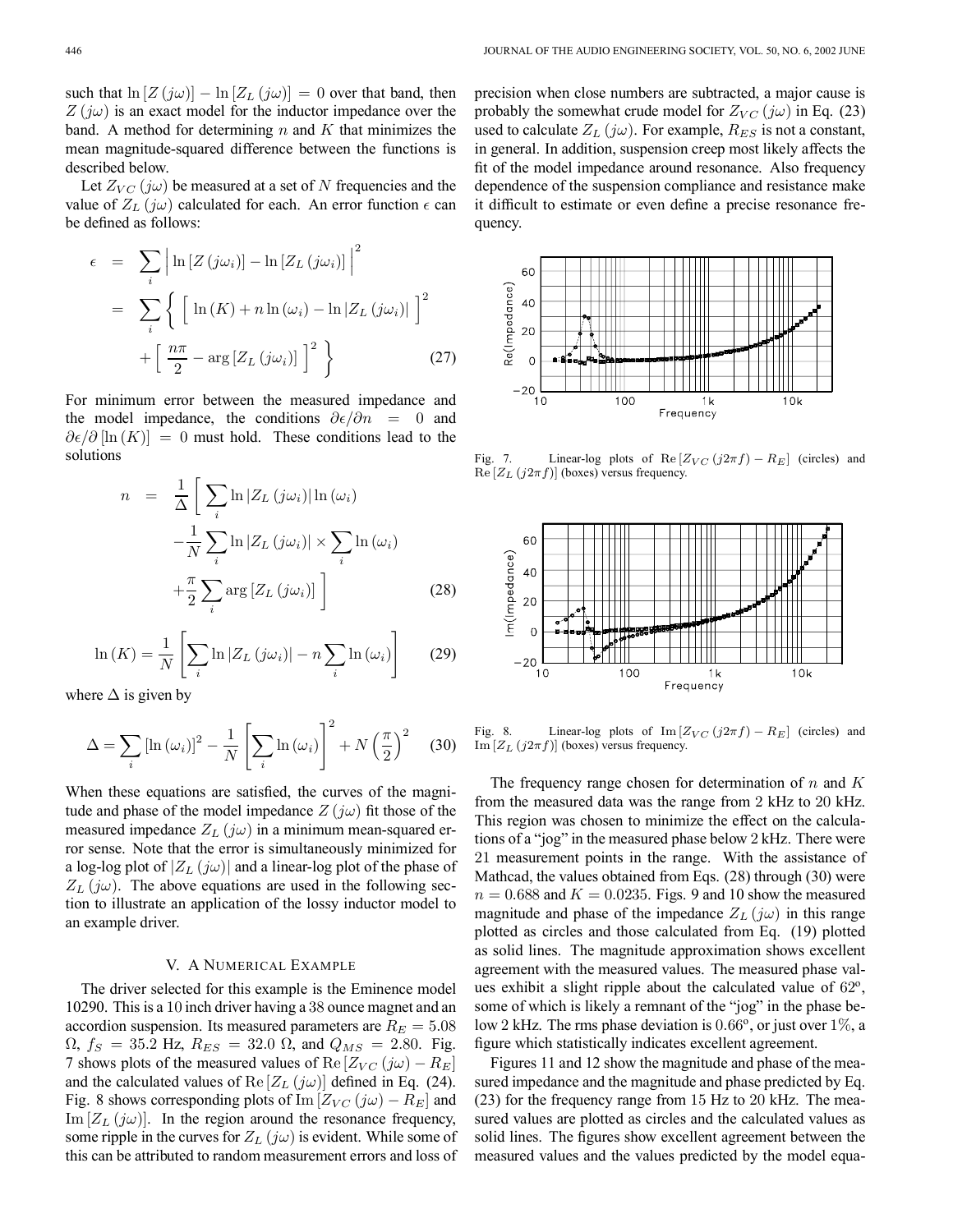such that $\ln[Z(j\omega)] - \ln[Z_L(j\omega)] = 0$ over that band, then $Z(j\omega)$ is an exact model for the inductor impedance over the band. A method for determining $n$ and $K$ that minimizes the mean magnitude-squared difference between the functions is described below.

Let $Z_{VC}(j\omega)$ be measured at a set of $N$ frequencies and the value of $Z_L(j\omega)$ calculated for each. An error function $\epsilon$ can be defined as follows:

$$
\begin{aligned}
\epsilon &= \sum_i \left| \ln[Z(j\omega_i)] - \ln[Z_L(j\omega_i)] \right|^2 \\
&= \sum_i \left\{ \left[ \ln(K) + n\ln(\omega_i) - \ln|Z_L(j\omega_i)| \right]^2 \right. \\
&\quad \left. + \left[ \frac{n\pi}{2} - \arg[Z_L(j\omega_i)] \right]^2 \right\}
\end{aligned} \tag{27}
$$

For minimum error between the measured impedance and the model impedance, the conditions $\partial\epsilon/\partial n = 0$ and $\partial\epsilon/\partial[\ln(K)] = 0$ must hold. These conditions lead to the solutions

$$
\begin{aligned}
n &= \frac{1}{\Delta}\left[ \sum_i \ln|Z_L(j\omega_i)| \ln(\omega_i) \right. \\
&\quad - \frac{1}{N}\sum_i \ln|Z_L(j\omega_i)| \times \sum_i \ln(\omega_i) \\
&\quad \left. + \frac{\pi}{2}\sum_i \arg[Z_L(j\omega_i)] \right]
\end{aligned} \tag{28}
$$

$$
\ln(K) = \frac{1}{N}\left[ \sum_i \ln|Z_L(j\omega_i)| - n\sum_i \ln(\omega_i) \right] \tag{29}
$$

where $\Delta$ is given by

$$
\Delta = \sum_i [\ln(\omega_i)]^2 - \frac{1}{N}\left[\sum_i \ln(\omega_i)\right]^2 + N\left(\frac{\pi}{2}\right)^2 \tag{30}
$$

When these equations are satisfied, the curves of the magnitude and phase of the model impedance $Z(j\omega)$ fit those of the measured impedance $Z_L(j\omega)$ in a minimum mean-squared error sense. Note that the error is simultaneously minimized for a log-log plot of $|Z_L(j\omega)|$ and a linear-log plot of the phase of $Z_L(j\omega)$. The above equations are used in the following section to illustrate an application of the lossy inductor model to an example driver.

## V. A Numerical Example

The driver selected for this example is the Eminence model 10290. This is a 10 inch driver having a 38 ounce magnet and an accordion suspension. Its measured parameters are $R_E = 5.08$ Ω, $f_S = 35.2$ Hz, $R_{ES} = 32.0$ Ω, and $Q_{MS} = 2.80$. Fig. 7 shows plots of the measured values of $\text{Re}[Z_{VC}(j\omega) - R_E]$ and the calculated values of $\text{Re}[Z_L(j\omega)]$ defined in Eq. (24). Fig. 8 shows corresponding plots of $\text{Im}[Z_{VC}(j\omega) - R_E]$ and $\text{Im}[Z_L(j\omega)]$. In the region around the resonance frequency, some ripple in the curves for $Z_L(j\omega)$ is evident. While some of this can be attributed to random measurement errors and loss of precision when close numbers are subtracted, a major cause is probably the somewhat crude model for $Z_{VC}(j\omega)$ in Eq. (23) used to calculate $Z_L(j\omega)$. For example, $R_{ES}$ is not a constant, in general. In addition, suspension creep most likely affects the fit of the model impedance around resonance. Also frequency dependence of the suspension compliance and resistance make it difficult to estimate or even define a precise resonance frequency.

Fig. 7. Linear-log plots of $\text{Re}[Z_{VC}(j2\pi f) - R_E]$ (circles) and $\text{Re}[Z_L(j2\pi f)]$ (boxes) versus frequency.

Fig. 8. Linear-log plots of $\text{Im}[Z_{VC}(j2\pi f) - R_E]$ (circles) and $\text{Im}[Z_L(j2\pi f)]$ (boxes) versus frequency.

The frequency range chosen for determination of $n$ and $K$ from the measured data was the range from 2 kHz to 20 kHz. This region was chosen to minimize the effect on the calculations of a "jog" in the measured phase below 2 kHz. There were 21 measurement points in the range. With the assistance of Mathcad, the values obtained from Eqs. (28) through (30) were $n = 0.688$ and $K = 0.0235$. Figs. 9 and 10 show the measured magnitude and phase of the impedance $Z_L(j\omega)$ in this range plotted as circles and those calculated from Eq. (19) plotted as solid lines. The magnitude approximation shows excellent agreement with the measured values. The measured phase values exhibit a slight ripple about the calculated value of 62°, some of which is likely a remnant of the "jog" in the phase below 2 kHz. The rms phase deviation is 0.66°, or just over 1%, a figure which statistically indicates excellent agreement.

Figures 11 and 12 show the magnitude and phase of the measured impedance and the magnitude and phase predicted by Eq. (23) for the frequency range from 15 Hz to 20 kHz. The measured values are plotted as circles and the calculated values as solid lines. The figures show excellent agreement between the measured values and the values predicted by the model equa-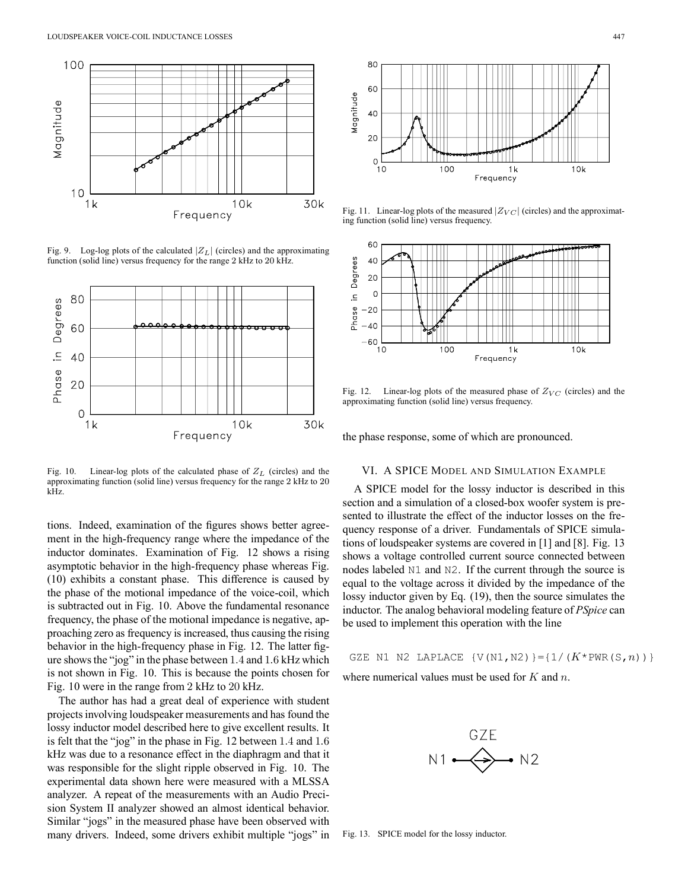Fig. 9. Log-log plots of the calculated $|Z_L|$ (circles) and the approximating function (solid line) versus frequency for the range 2 kHz to 20 kHz.

Fig. 10. Linear-log plots of the calculated phase of $Z_L$ (circles) and the approximating function (solid line) versus frequency for the range 2 kHz to 20 kHz.

tions. Indeed, examination of the figures shows better agreement in the high-frequency range where the impedance of the inductor dominates. Examination of Fig. 12 shows a rising asymptotic behavior in the high-frequency phase whereas Fig. (10) exhibits a constant phase. This difference is caused by the phase of the motional impedance of the voice-coil, which is subtracted out in Fig. 10. Above the fundamental resonance frequency, the phase of the motional impedance is negative, approaching zero as frequency is increased, thus causing the rising behavior in the high-frequency phase in Fig. 12. The latter figure shows the "jog" in the phase between 1.4 and 1.6 kHz which is not shown in Fig. 10. This is because the points chosen for Fig. 10 were in the range from 2 kHz to 20 kHz.

The author has had a great deal of experience with student projects involving loudspeaker measurements and has found the lossy inductor model described here to give excellent results. It is felt that the "jog" in the phase in Fig. 12 between 1.4 and 1.6 kHz was due to a resonance effect in the diaphragm and that it was responsible for the slight ripple observed in Fig. 10. The experimental data shown here were measured with a MLSSA analyzer. A repeat of the measurements with an Audio Precision System II analyzer showed an almost identical behavior. Similar "jogs" in the measured phase have been observed with many drivers. Indeed, some drivers exhibit multiple "jogs" in the phase response, some of which are pronounced.

Fig. 11. Linear-log plots of the measured $|Z_{VC}|$ (circles) and the approximating function (solid line) versus frequency.

Fig. 12. Linear-log plots of the measured phase of $Z_{VC}$ (circles) and the approximating function (solid line) versus frequency.

## VI. A SPICE Model and Simulation Example

A SPICE model for the lossy inductor is described in this section and a simulation of a closed-box woofer system is presented to illustrate the effect of the inductor losses on the frequency response of a driver. Fundamentals of SPICE simulations of loudspeaker systems are covered in [1] and [8]. Fig. 13 shows a voltage controlled current source connected between nodes labeled N1 and N2. If the current through the source is equal to the voltage across it divided by the impedance of the lossy inductor given by Eq. (19), then the source simulates the inductor. The analog behavioral modeling feature of *PSpice* can be used to implement this operation with the line

```
GZE N1 N2 LAPLACE {V(N1,N2)}={1/(K*PWR(S,n))}
```

where numerical values must be used for $K$ and $n$.

Fig. 13. SPICE model for the lossy inductor.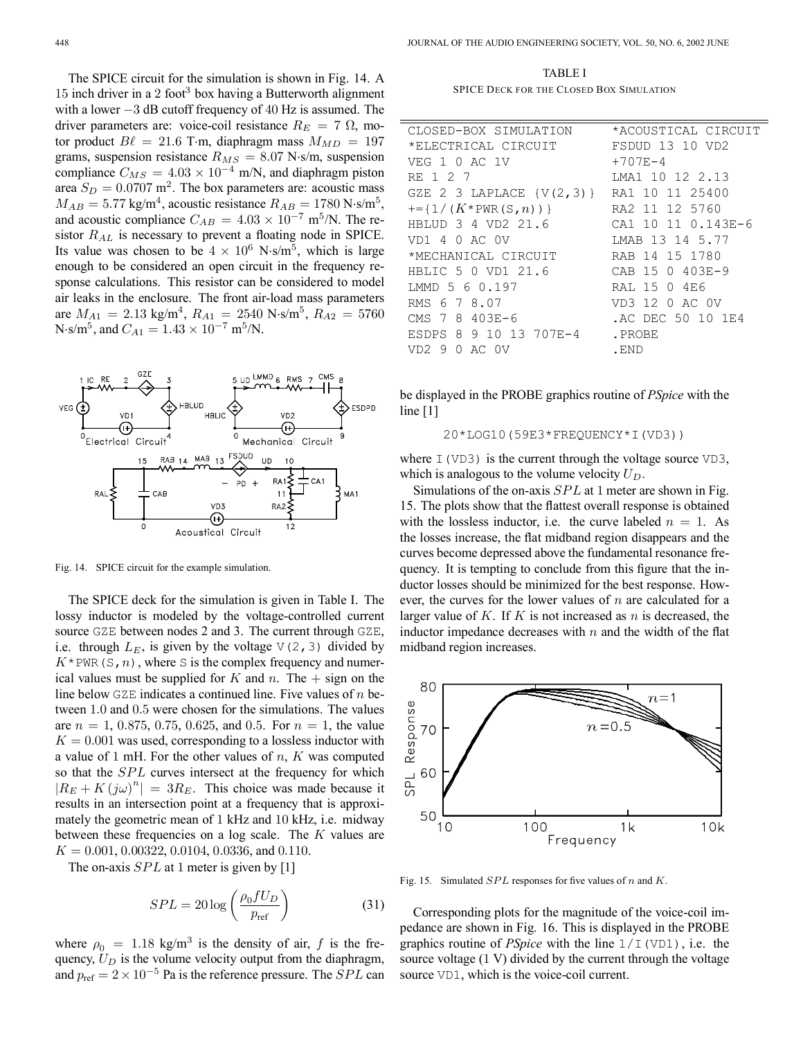The SPICE circuit for the simulation is shown in Fig. 14. A 15 inch driver in a 2 foot$^3$ box having a Butterworth alignment with a lower −3 dB cutoff frequency of 40 Hz is assumed. The driver parameters are: voice-coil resistance $R_E = 7\ \Omega$, motor product $B\ell = 21.6$ T·m, diaphragm mass $M_{MD} = 197$ grams, suspension resistance $R_{MS} = 8.07$ N·s/m, suspension compliance $C_{MS} = 4.03 \times 10^{-4}$ m/N, and diaphragm piston area $S_D = 0.0707$ m$^2$. The box parameters are: acoustic mass $M_{AB} = 5.77$ kg/m$^4$, acoustic resistance $R_{AB} = 1780$ N·s/m$^5$, and acoustic compliance $C_{AB} = 4.03 \times 10^{-7}$ m$^5$/N. The resistor $R_{AL}$ is necessary to prevent a floating node in SPICE. Its value was chosen to be $4 \times 10^6$ N·s/m$^5$, which is large enough to be considered an open circuit in the frequency response calculations. This resistor can be considered to model air leaks in the enclosure. The front air-load mass parameters are $M_{A1} = 2.13$ kg/m$^4$, $R_{A1} = 2540$ N·s/m$^5$, $R_{A2} = 5760$ N·s/m$^5$, and $C_{A1} = 1.43 \times 10^{-7}$ m$^5$/N.

Fig. 14. SPICE circuit for the example simulation.

The SPICE deck for the simulation is given in Table I. The lossy inductor is modeled by the voltage-controlled current source GZE between nodes 2 and 3. The current through GZE, i.e. through $L_E$, is given by the voltage V(2,3) divided by $K$*PWR(S,$n$), where S is the complex frequency and numerical values must be supplied for $K$ and $n$. The + sign on the line below GZE indicates a continued line. Five values of $n$ between 1.0 and 0.5 were chosen for the simulations. The values are $n = 1$, 0.875, 0.75, 0.625, and 0.5. For $n = 1$, the value $K = 0.001$ was used, corresponding to a lossless inductor with a value of 1 mH. For the other values of $n$, $K$ was computed so that the $SPL$ curves intersect at the frequency for which $|R_E + K(j\omega)^n| = 3R_E$. This choice was made because it results in an intersection point at a frequency that is approximately the geometric mean of 1 kHz and 10 kHz, i.e. midway between these frequencies on a log scale. The $K$ values are $K = 0.001$, 0.00322, 0.0104, 0.0336, and 0.110.

The on-axis $SPL$ at 1 meter is given by [1]

$$SPL = 20 \log \left( \frac{\rho_0 f U_D}{p_{\text{ref}}} \right) \tag{31}$$

where $\rho_0 = 1.18$ kg/m$^3$ is the density of air, $f$ is the frequency, $U_D$ is the volume velocity output from the diaphragm, and $p_{\text{ref}} = 2 \times 10^{-5}$ Pa is the reference pressure. The $SPL$ can

TABLE I
SPICE DECK FOR THE CLOSED BOX SIMULATION

```
CLOSED-BOX SIMULATION          *ACOUSTICAL CIRCUIT
*ELECTRICAL CIRCUIT            FSDUD 13 10 VD2
VEG 1 0 AC 1V                  +707E-4
RE 1 2 7                       LMA1 10 12 2.13
GZE 2 3 LAPLACE {V(2,3)}       RA1 10 11 25400
+={1/(K*PWR(S,n))}             RA2 11 12 5760
HBLUD 3 4 VD2 21.6             CA1 10 11 0.143E-6
VD1 4 0 AC 0V                  LMAB 13 14 5.77
*MECHANICAL CIRCUIT            RAB 14 15 1780
HBLIC 5 0 VD1 21.6             CAB 15 0 403E-9
LMMD 5 6 0.197                 RAL 15 0 4E6
RMS 6 7 8.07                   VD3 12 0 AC 0V
CMS 7 8 403E-6                 .AC DEC 50 10 1E4
ESDPS 8 9 10 13 707E-4         .PROBE
VD2 9 0 AC 0V                  .END
```

be displayed in the PROBE graphics routine of *PSpice* with the line [1]

```
20*LOG10(59E3*FREQUENCY*I(VD3))
```

where I(VD3) is the current through the voltage source VD3, which is analogous to the volume velocity $U_D$.

Simulations of the on-axis $SPL$ at 1 meter are shown in Fig. 15. The plots show that the flattest overall response is obtained with the lossless inductor, i.e. the curve labeled $n = 1$. As the losses increase, the flat midband region disappears and the curves become depressed above the fundamental resonance frequency. It is tempting to conclude from this figure that the inductor losses should be minimized for the best response. However, the curves for the lower values of $n$ are calculated for a larger value of $K$. If $K$ is not increased as $n$ is decreased, the inductor impedance decreases with $n$ and the width of the flat midband region increases.

Fig. 15. Simulated $SPL$ responses for five values of $n$ and $K$.

Corresponding plots for the magnitude of the voice-coil impedance are shown in Fig. 16. This is displayed in the PROBE graphics routine of *PSpice* with the line 1/I(VD1), i.e. the source voltage (1 V) divided by the current through the voltage source VD1, which is the voice-coil current.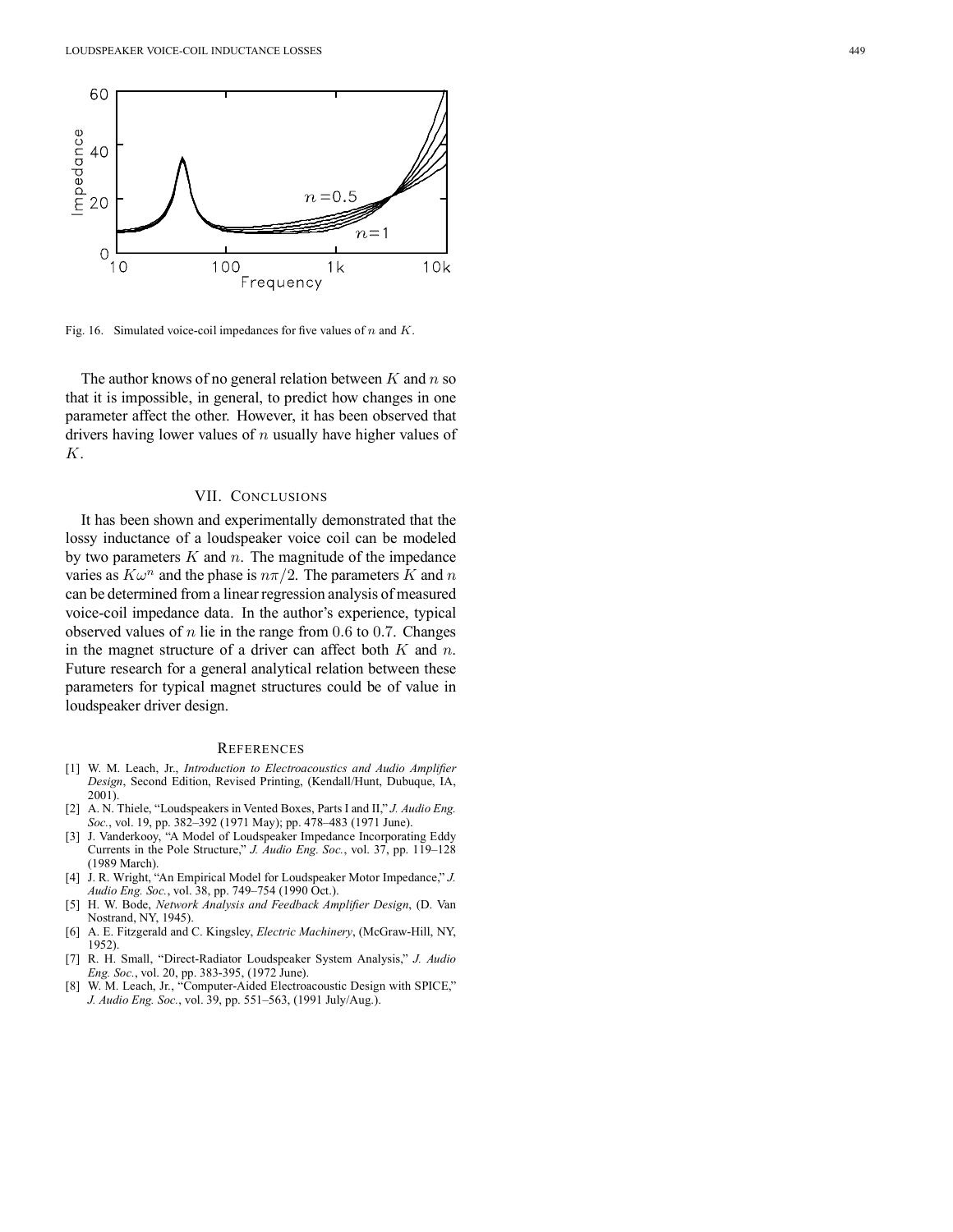60

40

20

0

Impedance

10

100

1k

10k

Frequency

$n = 0.5$

$n = 1$

Fig. 16. Simulated voice-coil impedances for five values of $n$ and $K$.

The author knows of no general relation between $K$ and $n$ so that it is impossible, in general, to predict how changes in one parameter affect the other. However, it has been observed that drivers having lower values of $n$ usually have higher values of $K$.

## VII. Conclusions

It has been shown and experimentally demonstrated that the lossy inductance of a loudspeaker voice coil can be modeled by two parameters $K$ and $n$. The magnitude of the impedance varies as $K\omega^n$ and the phase is $n\pi/2$. The parameters $K$ and $n$ can be determined from a linear regression analysis of measured voice-coil impedance data. In the author's experience, typical observed values of $n$ lie in the range from $0.6$ to $0.7$. Changes in the magnet structure of a driver can affect both $K$ and $n$. Future research for a general analytical relation between these parameters for typical magnet structures could be of value in loudspeaker driver design.

## References

[1] W. M. Leach, Jr., *Introduction to Electroacoustics and Audio Amplifier Design*, Second Edition, Revised Printing, (Kendall/Hunt, Dubuque, IA, 2001).

[2] A. N. Thiele, "Loudspeakers in Vented Boxes, Parts I and II," *J. Audio Eng. Soc.*, vol. 19, pp. 382–392 (1971 May); pp. 478–483 (1971 June).

[3] J. Vanderkooy, "A Model of Loudspeaker Impedance Incorporating Eddy Currents in the Pole Structure," *J. Audio Eng. Soc.*, vol. 37, pp. 119–128 (1989 March).

[4] J. R. Wright, "An Empirical Model for Loudspeaker Motor Impedance," *J. Audio Eng. Soc.*, vol. 38, pp. 749–754 (1990 Oct.).

[5] H. W. Bode, *Network Analysis and Feedback Amplifier Design*, (D. Van Nostrand, NY, 1945).

[6] A. E. Fitzgerald and C. Kingsley, *Electric Machinery*, (McGraw-Hill, NY, 1952).

[7] R. H. Small, "Direct-Radiator Loudspeaker System Analysis," *J. Audio Eng. Soc.*, vol. 20, pp. 383-395, (1972 June).

[8] W. M. Leach, Jr., "Computer-Aided Electroacoustic Design with SPICE," *J. Audio Eng. Soc.*, vol. 39, pp. 551–563, (1991 July/Aug.).